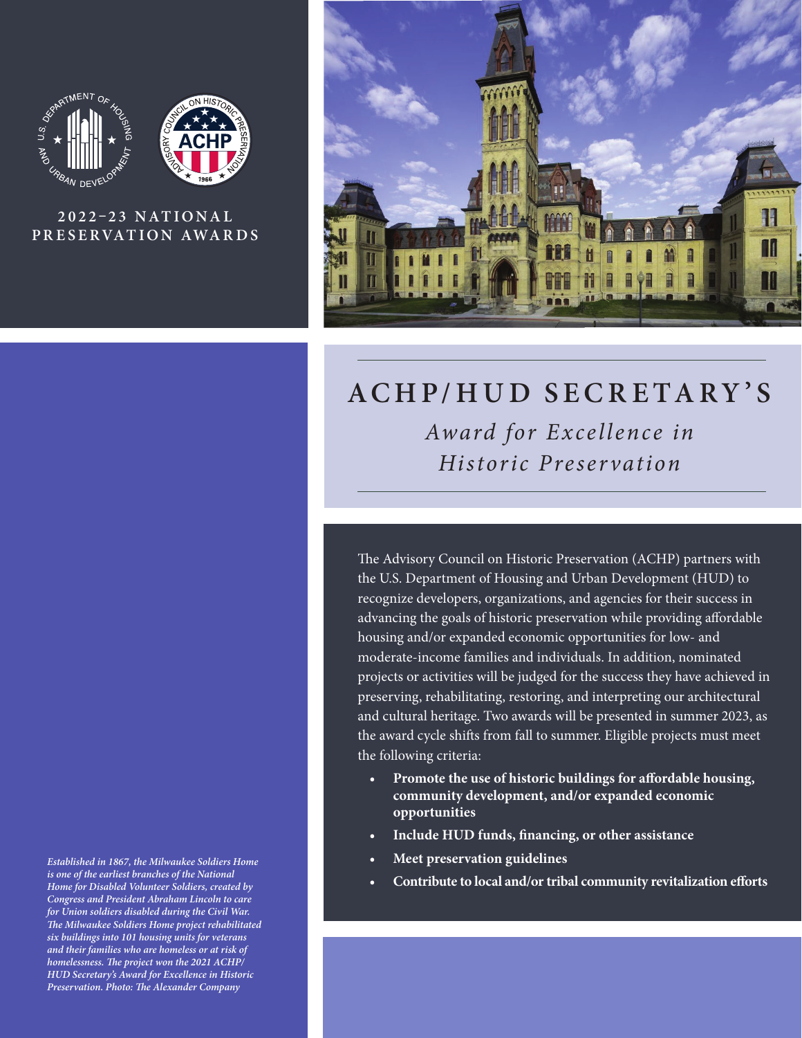2022–23 NATIONAL PRESERVATION AWARDS

# ACHP/HUD SECRETARY'S

## *Award for Excellence in Historic Preservation*

The Advisory Council on Historic Preservation (ACHP) partners with the U.S. Department of Housing and Urban Development (HUD) to recognize developers, organizations, and agencies for their success in advancing the goals of historic preservation while providing affordable housing and/or expanded economic opportunities for low- and moderate-income families and individuals. In addition, nominated projects or activities will be judged for the success they have achieved in preserving, rehabilitating, restoring, and interpreting our architectural and cultural heritage. Two awards will be presented in summer 2023, as the award cycle shifts from fall to summer. Eligible projects must meet the following criteria:

- **Promote the use of historic buildings for affordable housing, community development, and/or expanded economic opportunities**
- **Include HUD funds, financing, or other assistance**
- **Meet preservation guidelines**
- **Contribute to local and/or tribal community revitalization efforts**

*Established in 1867, the Milwaukee Soldiers Home is one of the earliest branches of the National Home for Disabled Volunteer Soldiers, created by Congress and President Abraham Lincoln to care for Union soldiers disabled during the Civil War. The Milwaukee Soldiers Home project rehabilitated six buildings into 101 housing units for veterans and their families who are homeless or at risk of homelessness. The project won the 2021 ACHP/HUD Secretary's Award for Excellence in Historic Preservation. Photo: The Alexander Company*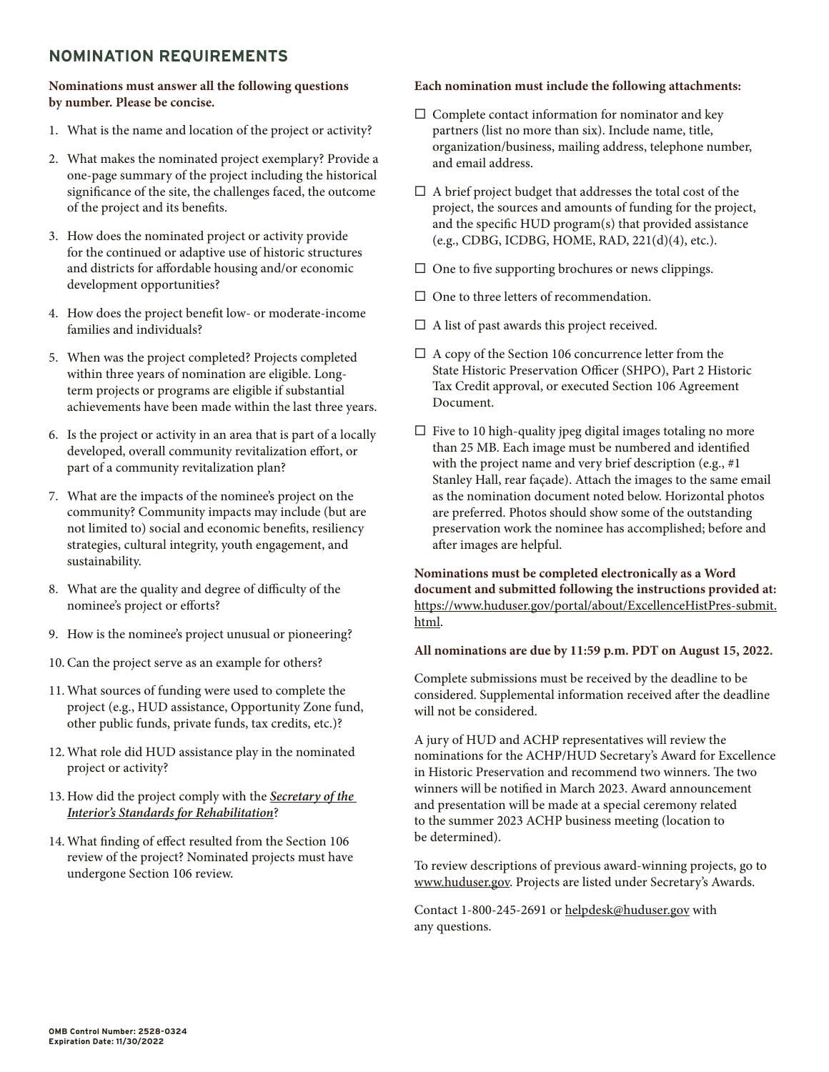## NOMINATION REQUIREMENTS

**Nominations must answer all the following questions by number. Please be concise.**

1. What is the name and location of the project or activity?
2. What makes the nominated project exemplary? Provide a one-page summary of the project including the historical significance of the site, the challenges faced, the outcome of the project and its benefits.
3. How does the nominated project or activity provide for the continued or adaptive use of historic structures and districts for affordable housing and/or economic development opportunities?
4. How does the project benefit low- or moderate-income families and individuals?
5. When was the project completed? Projects completed within three years of nomination are eligible. Long-term projects or programs are eligible if substantial achievements have been made within the last three years.
6. Is the project or activity in an area that is part of a locally developed, overall community revitalization effort, or part of a community revitalization plan?
7. What are the impacts of the nominee's project on the community? Community impacts may include (but are not limited to) social and economic benefits, resiliency strategies, cultural integrity, youth engagement, and sustainability.
8. What are the quality and degree of difficulty of the nominee's project or efforts?
9. How is the nominee's project unusual or pioneering?
10. Can the project serve as an example for others?
11. What sources of funding were used to complete the project (e.g., HUD assistance, Opportunity Zone fund, other public funds, private funds, tax credits, etc.)?
12. What role did HUD assistance play in the nominated project or activity?
13. How did the project comply with the ***Secretary of the Interior's Standards for Rehabilitation***?
14. What finding of effect resulted from the Section 106 review of the project? Nominated projects must have undergone Section 106 review.

**Each nomination must include the following attachments:**

- ☐ Complete contact information for nominator and key partners (list no more than six). Include name, title, organization/business, mailing address, telephone number, and email address.
- ☐ A brief project budget that addresses the total cost of the project, the sources and amounts of funding for the project, and the specific HUD program(s) that provided assistance (e.g., CDBG, ICDBG, HOME, RAD, 221(d)(4), etc.).
- ☐ One to five supporting brochures or news clippings.
- ☐ One to three letters of recommendation.
- ☐ A list of past awards this project received.
- ☐ A copy of the Section 106 concurrence letter from the State Historic Preservation Officer (SHPO), Part 2 Historic Tax Credit approval, or executed Section 106 Agreement Document.
- ☐ Five to 10 high-quality jpeg digital images totaling no more than 25 MB. Each image must be numbered and identified with the project name and very brief description (e.g., #1 Stanley Hall, rear façade). Attach the images to the same email as the nomination document noted below. Horizontal photos are preferred. Photos should show some of the outstanding preservation work the nominee has accomplished; before and after images are helpful.

**Nominations must be completed electronically as a Word document and submitted following the instructions provided at:** https://www.huduser.gov/portal/about/ExcellenceHistPres-submit.html.

**All nominations are due by 11:59 p.m. PDT on August 15, 2022.**

Complete submissions must be received by the deadline to be considered. Supplemental information received after the deadline will not be considered.

A jury of HUD and ACHP representatives will review the nominations for the ACHP/HUD Secretary's Award for Excellence in Historic Preservation and recommend two winners. The two winners will be notified in March 2023. Award announcement and presentation will be made at a special ceremony related to the summer 2023 ACHP business meeting (location to be determined).

To review descriptions of previous award-winning projects, go to www.huduser.gov. Projects are listed under Secretary's Awards.

Contact 1-800-245-2691 or helpdesk@huduser.gov with any questions.

**OMB Control Number: 2528-0324**
**Expiration Date: 11/30/2022**